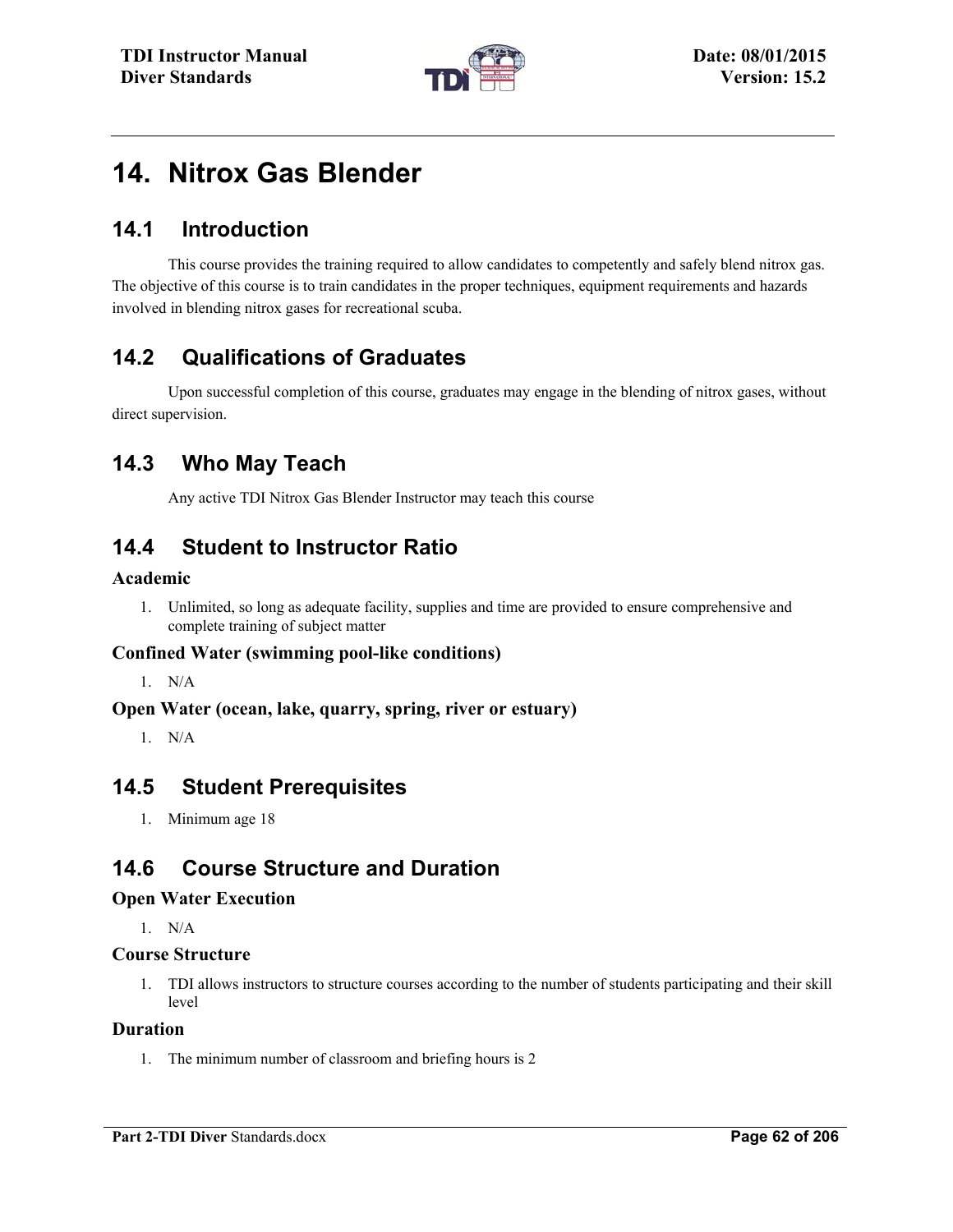# 14. Nitrox Gas Blender

## 14.1 Introduction

This course provides the training required to allow candidates to competently and safely blend nitrox gas. The objective of this course is to train candidates in the proper techniques, equipment requirements and hazards involved in blending nitrox gases for recreational scuba.

## 14.2 Qualifications of Graduates

Upon successful completion of this course, graduates may engage in the blending of nitrox gases, without direct supervision.

## 14.3 Who May Teach

Any active TDI Nitrox Gas Blender Instructor may teach this course

## 14.4 Student to Instructor Ratio

### Academic

1. Unlimited, so long as adequate facility, supplies and time are provided to ensure comprehensive and complete training of subject matter

### Confined Water (swimming pool-like conditions)

1. N/A

### Open Water (ocean, lake, quarry, spring, river or estuary)

1. N/A

## 14.5 Student Prerequisites

1. Minimum age 18

## 14.6 Course Structure and Duration

### Open Water Execution

1. N/A

### Course Structure

1. TDI allows instructors to structure courses according to the number of students participating and their skill level

### Duration

1. The minimum number of classroom and briefing hours is 2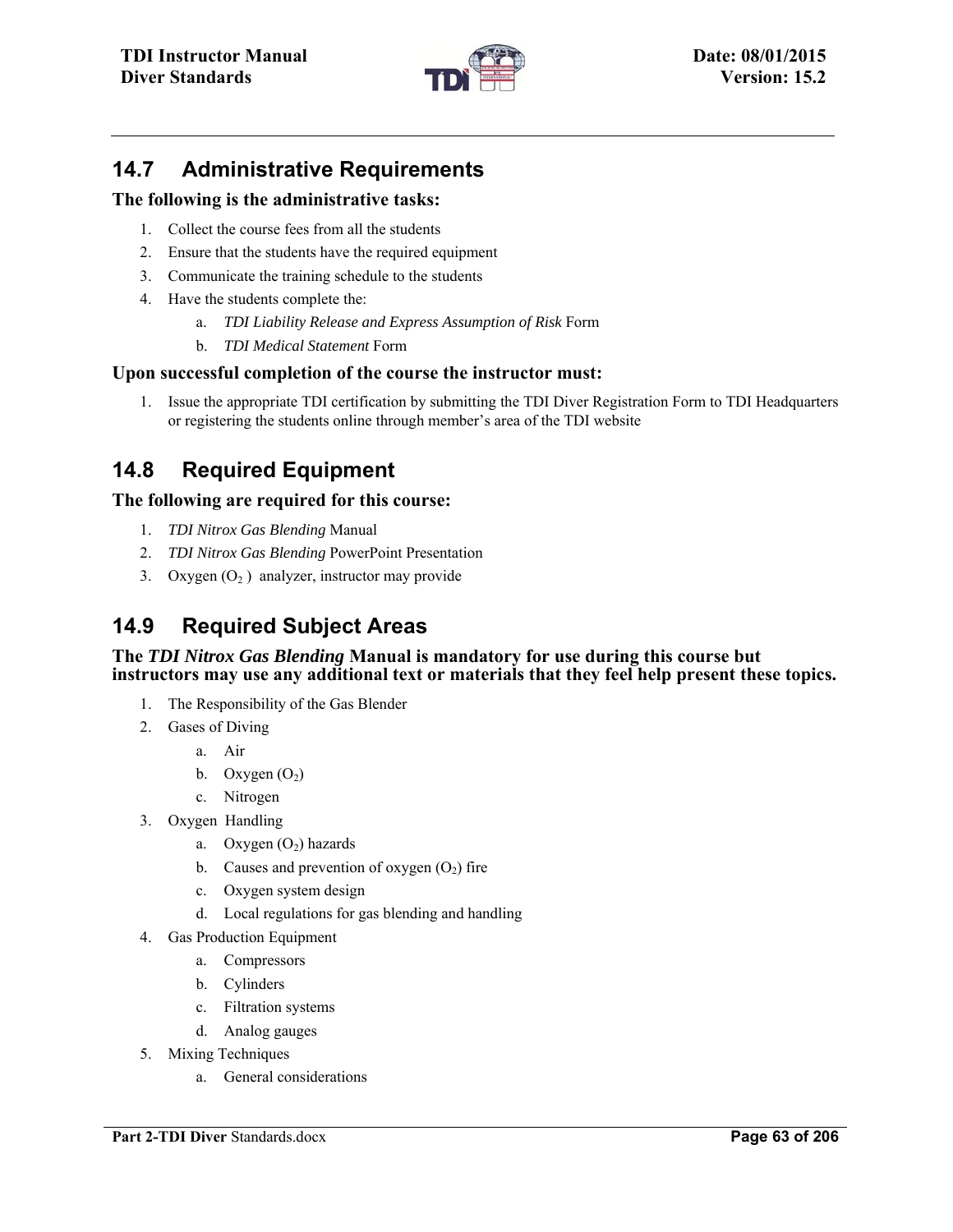## 14.7 Administrative Requirements

**The following is the administrative tasks:**

1. Collect the course fees from all the students
2. Ensure that the students have the required equipment
3. Communicate the training schedule to the students
4. Have the students complete the:
    a. *TDI Liability Release and Express Assumption of Risk* Form
    b. *TDI Medical Statement* Form

**Upon successful completion of the course the instructor must:**

1. Issue the appropriate TDI certification by submitting the TDI Diver Registration Form to TDI Headquarters or registering the students online through member's area of the TDI website

## 14.8 Required Equipment

**The following are required for this course:**

1. *TDI Nitrox Gas Blending* Manual
2. *TDI Nitrox Gas Blending* PowerPoint Presentation
3. Oxygen ($O_2$) analyzer, instructor may provide

## 14.9 Required Subject Areas

**The *TDI Nitrox Gas Blending* Manual is mandatory for use during this course but instructors may use any additional text or materials that they feel help present these topics.**

1. The Responsibility of the Gas Blender
2. Gases of Diving
    a. Air
    b. Oxygen ($O_2$)
    c. Nitrogen
3. Oxygen Handling
    a. Oxygen ($O_2$) hazards
    b. Causes and prevention of oxygen ($O_2$) fire
    c. Oxygen system design
    d. Local regulations for gas blending and handling
4. Gas Production Equipment
    a. Compressors
    b. Cylinders
    c. Filtration systems
    d. Analog gauges
5. Mixing Techniques
    a. General considerations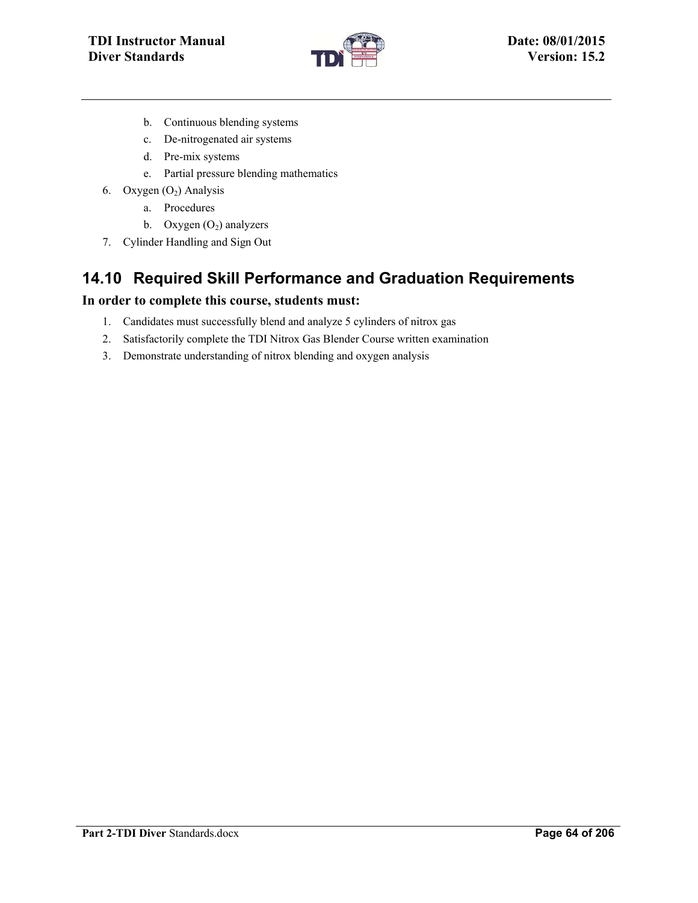b. Continuous blending systems
   c. De-nitrogenated air systems
   d. Pre-mix systems
   e. Partial pressure blending mathematics
6. Oxygen ($O_2$) Analysis
   a. Procedures
   b. Oxygen ($O_2$) analyzers
7. Cylinder Handling and Sign Out

## 14.10 Required Skill Performance and Graduation Requirements

**In order to complete this course, students must:**

1. Candidates must successfully blend and analyze 5 cylinders of nitrox gas
2. Satisfactorily complete the TDI Nitrox Gas Blender Course written examination
3. Demonstrate understanding of nitrox blending and oxygen analysis